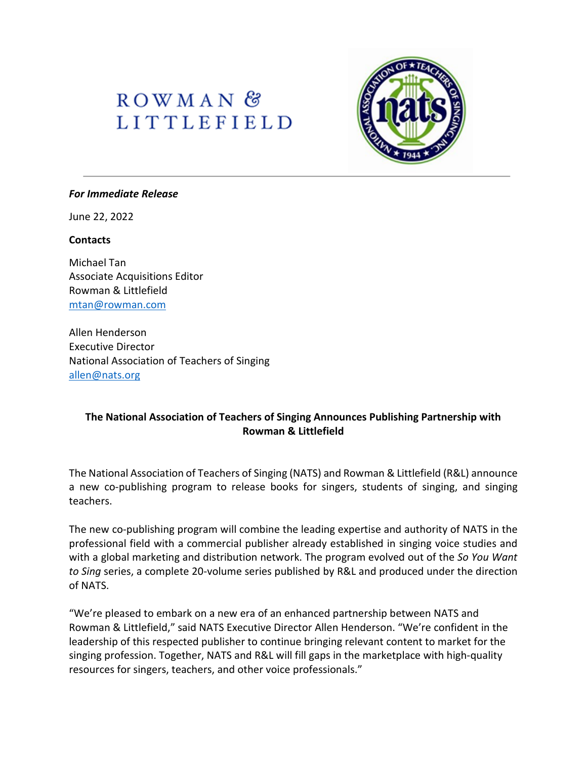ROWMAN & LITTLEFIELD

***For Immediate Release***

June 22, 2022

**Contacts**

Michael Tan
Associate Acquisitions Editor
Rowman & Littlefield
mtan@rowman.com

Allen Henderson
Executive Director
National Association of Teachers of Singing
allen@nats.org

## The National Association of Teachers of Singing Announces Publishing Partnership with Rowman & Littlefield

The National Association of Teachers of Singing (NATS) and Rowman & Littlefield (R&L) announce a new co-publishing program to release books for singers, students of singing, and singing teachers.

The new co-publishing program will combine the leading expertise and authority of NATS in the professional field with a commercial publisher already established in singing voice studies and with a global marketing and distribution network. The program evolved out of the *So You Want to Sing* series, a complete 20-volume series published by R&L and produced under the direction of NATS.

"We're pleased to embark on a new era of an enhanced partnership between NATS and Rowman & Littlefield," said NATS Executive Director Allen Henderson. "We're confident in the leadership of this respected publisher to continue bringing relevant content to market for the singing profession. Together, NATS and R&L will fill gaps in the marketplace with high-quality resources for singers, teachers, and other voice professionals."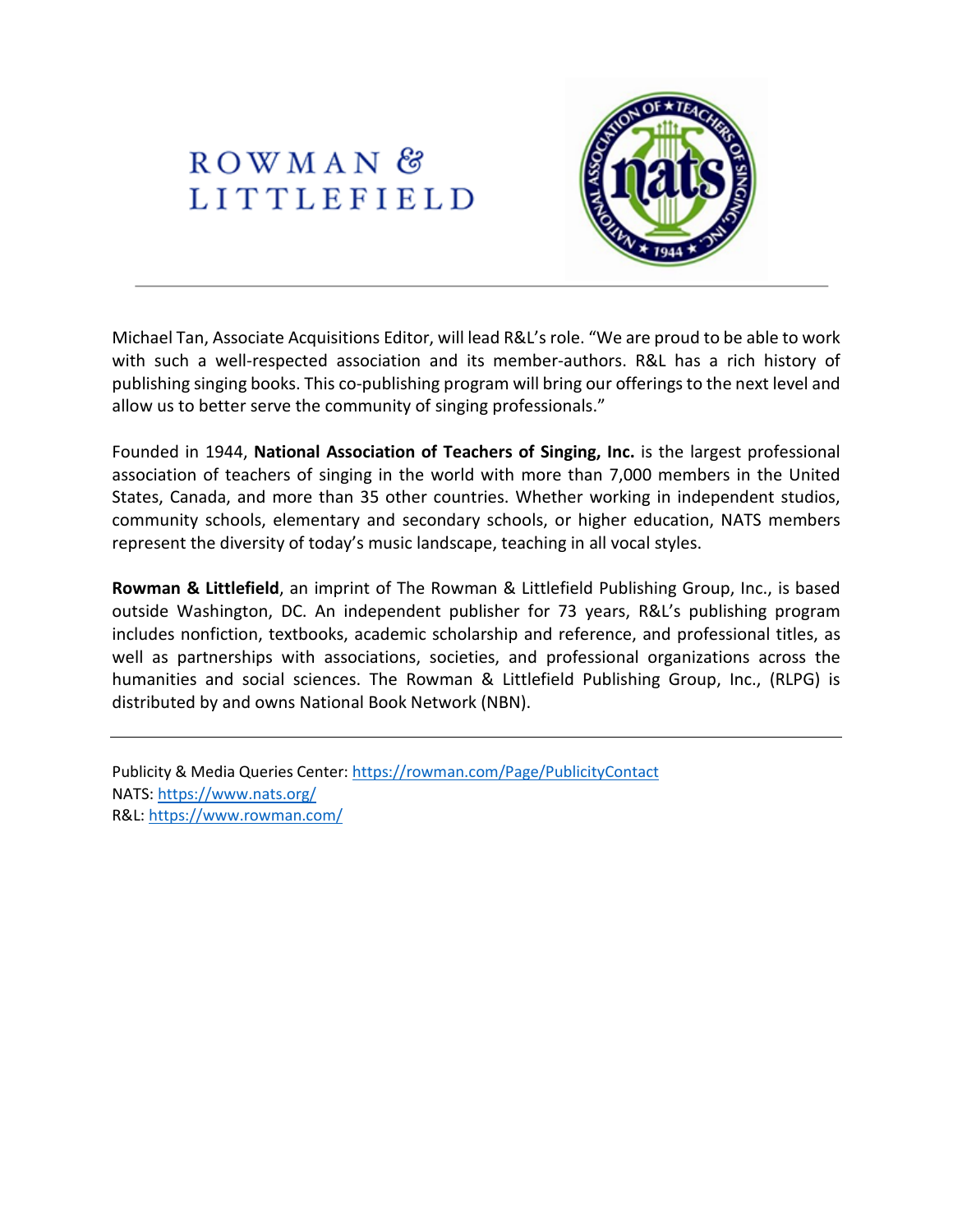Michael Tan, Associate Acquisitions Editor, will lead R&L's role. "We are proud to be able to work with such a well-respected association and its member-authors. R&L has a rich history of publishing singing books. This co-publishing program will bring our offerings to the next level and allow us to better serve the community of singing professionals."

Founded in 1944, **National Association of Teachers of Singing, Inc.** is the largest professional association of teachers of singing in the world with more than 7,000 members in the United States, Canada, and more than 35 other countries. Whether working in independent studios, community schools, elementary and secondary schools, or higher education, NATS members represent the diversity of today's music landscape, teaching in all vocal styles.

**Rowman & Littlefield**, an imprint of The Rowman & Littlefield Publishing Group, Inc., is based outside Washington, DC. An independent publisher for 73 years, R&L's publishing program includes nonfiction, textbooks, academic scholarship and reference, and professional titles, as well as partnerships with associations, societies, and professional organizations across the humanities and social sciences. The Rowman & Littlefield Publishing Group, Inc., (RLPG) is distributed by and owns National Book Network (NBN).

---

Publicity & Media Queries Center: https://rowman.com/Page/PublicityContact
NATS: https://www.nats.org/
R&L: https://www.rowman.com/